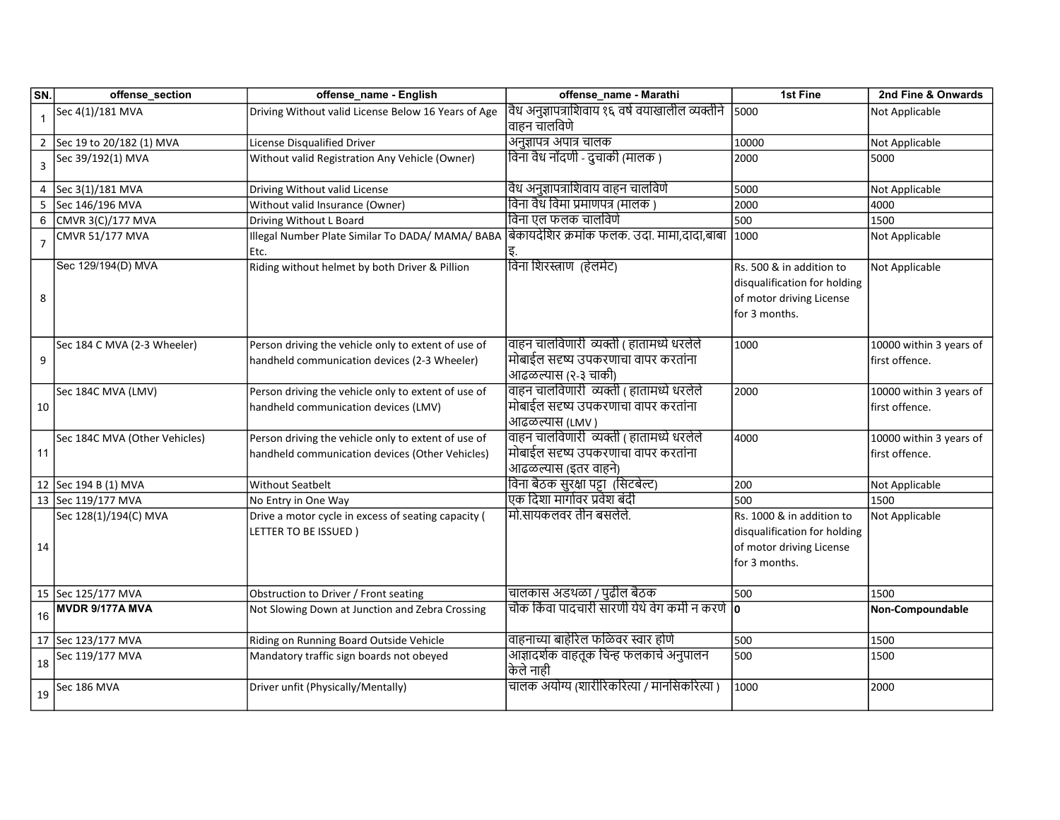| SN. | offense_section | offense_name - English | offense_name - Marathi | 1st Fine | 2nd Fine & Onwards |
|---|---|---|---|---|---|
| 1 | Sec 4(1)/181 MVA | Driving Without valid License Below 16 Years of Age | वैध अनुज्ञापत्राशिवाय १६ वर्ष वयाखालील व्यक्तीने वाहन चालविणे | 5000 | Not Applicable |
| 2 | Sec 19 to 20/182 (1) MVA | License Disqualified Driver | अनुज्ञाप्त अपात्र चालक | 10000 | Not Applicable |
| 3 | Sec 39/192(1) MVA | Without valid Registration Any Vehicle (Owner) | विना वैध नोंदणी - दुचाकी (मालक ) | 2000 | 5000 |
| 4 | Sec 3(1)/181 MVA | Driving Without valid License | वैध अनुज्ञापत्राशिवाय वाहन चालविणे | 5000 | Not Applicable |
| 5 | Sec 146/196 MVA | Without valid Insurance (Owner) | विना वैध विमा प्रमाणपत्र (मालक ) | 2000 | 4000 |
| 6 | CMVR 3(C)/177 MVA | Driving Without L Board | विना एल फलक चालविणे | 500 | 1500 |
| 7 | CMVR 51/177 MVA | Illegal Number Plate Similar To DADA/ MAMA/ BABA Etc. | बेकायदेशिर क्रमांक फलक. उदा. मामा,दादा,बाबा इ. | 1000 | Not Applicable |
| 8 | Sec 129/194(D) MVA | Riding without helmet by both Driver & Pillion | विना शिरस्त्राण (हेलमेट) | Rs. 500 & in addition to disqualification for holding of motor driving License for 3 months. | Not Applicable |
| 9 | Sec 184 C MVA (2-3 Wheeler) | Person driving the vehicle only to extent of use of handheld communication devices (2-3 Wheeler) | वाहन चालविणारी व्यक्ती ( हातामध्ये धरलेले मोबाईल सदृष्य उपकरणाचा वापर करतांना आढळल्यास (२-३ चाकी) | 1000 | 10000 within 3 years of first offence. |
| 10 | Sec 184C MVA (LMV) | Person driving the vehicle only to extent of use of handheld communication devices (LMV) | वाहन चालविणारी व्यक्ती ( हातामध्ये धरलेले मोबाईल सदृष्य उपकरणाचा वापर करतांना आढळल्यास (LMV ) | 2000 | 10000 within 3 years of first offence. |
| 11 | Sec 184C MVA (Other Vehicles) | Person driving the vehicle only to extent of use of handheld communication devices (Other Vehicles) | वाहन चालविणारी व्यक्ती ( हातामध्ये धरलेले मोबाईल सदृष्य उपकरणाचा वापर करतांना आढळल्यास (इतर वाहने) | 4000 | 10000 within 3 years of first offence. |
| 12 | Sec 194 B (1) MVA | Without Seatbelt | विना बैठक सुरक्षा पट्टा (सिटबेल्ट) | 200 | Not Applicable |
| 13 | Sec 119/177 MVA | No Entry in One Way | एक दिशा मार्गावर प्रवेश बंदी | 500 | 1500 |
| 14 | Sec 128(1)/194(C) MVA | Drive a motor cycle in excess of seating capacity ( LETTER TO BE ISSUED ) | मो.सायकलवर तीन बसलेले. | Rs. 1000 & in addition to disqualification for holding of motor driving License for 3 months. | Not Applicable |
| 15 | Sec 125/177 MVA | Obstruction to Driver / Front seating | चालकास अडथळा / पुढील बैठक | 500 | 1500 |
| 16 | **MVDR 9/177A MVA** | Not Slowing Down at Junction and Zebra Crossing | चौक किंवा पादचारी सारणी येथे वेग कमी न करणे | **0** | **Non-Compoundable** |
| 17 | Sec 123/177 MVA | Riding on Running Board Outside Vehicle | वाहनाच्या बाहेरिल फळिवर स्वार होणे | 500 | 1500 |
| 18 | Sec 119/177 MVA | Mandatory traffic sign boards not obeyed | आज्ञादर्शक वाहतूक चिन्ह फलकाचे अनुपालन केले नाही | 500 | 1500 |
| 19 | Sec 186 MVA | Driver unfit (Physically/Mentally) | चालक अयोग्य (शारीरिकरित्या / मानसिकरित्या ) | 1000 | 2000 |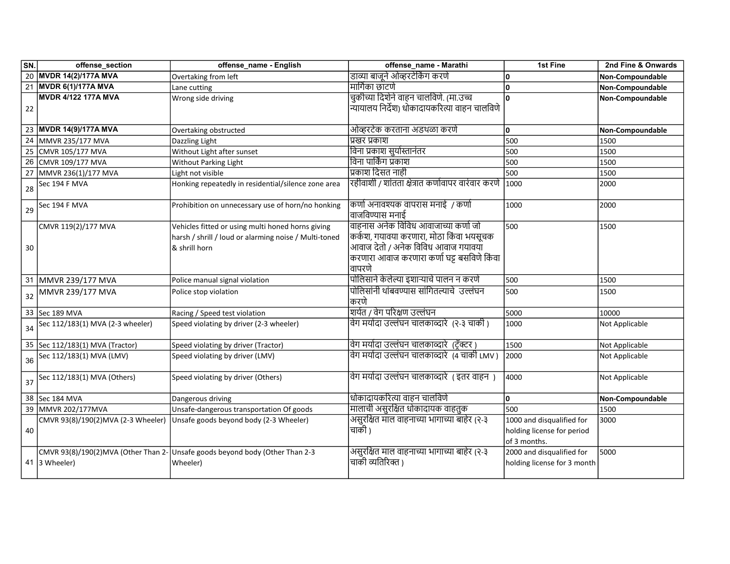| SN. | offense_section | offense_name - English | offense_name - Marathi | 1st Fine | 2nd Fine & Onwards |
|---|---|---|---|---|---|
| 20 | **MVDR 14(2)/177A MVA** | Overtaking from left | डाव्या बाजूने ओव्हरटेकिंग करणे | **0** | **Non-Compoundable** |
| 21 | **MVDR 6(1)/177A MVA** | Lane cutting | मार्गिका छाटणे | **0** | **Non-Compoundable** |
| 22 | **MVDR 4/122 177A MVA** | Wrong side driving | चुकीच्या दिशेने वाहन चालविणे. (मा.उच्च न्यायालय निर्देश) धोकादायकरित्या वाहन चालविणे | **0** | **Non-Compoundable** |
| 23 | **MVDR 14(9)/177A MVA** | Overtaking obstructed | ओव्हरटेक करताना अडथळा करणे | **0** | **Non-Compoundable** |
| 24 | MMVR 235/177 MVA | Dazzling Light | प्रखर प्रकाश | 500 | 1500 |
| 25 | CMVR 105/177 MVA | Without Light after sunset | विना प्रकाश सुर्यास्तानंतर | 500 | 1500 |
| 26 | CMVR 109/177 MVA | Without Parking Light | विना पार्किंग प्रकाश | 500 | 1500 |
| 27 | MMVR 236(1)/177 MVA | Light not visible | प्रकाश दिसत नाही | 500 | 1500 |
| 28 | Sec 194 F MVA | Honking repeatedly in residential/silence zone area | रहीवाशी / शांतता क्षेत्रात कर्णावापर वारंवार करणे | 1000 | 2000 |
| 29 | Sec 194 F MVA | Prohibition on unnecessary use of horn/no honking | कर्णा अनावश्यक वापरास मनाई / कर्णा वाजविण्यास मनाई | 1000 | 2000 |
| 30 | CMVR 119(2)/177 MVA | Vehicles fitted or using multi honed horns giving harsh / shrill / loud or alarming noise / Multi-toned & shrill horn | वाहनास अनेक विविध आवाजाच्या कर्णा जो कर्कश, गयावया करणारा, मोठा किंवा भयसूचक आवाज देतो / अनेक विविध आवाज गयावया करणारा आवाज करणारा कर्णा घट्ट बसविणे किंवा वापरणे | 500 | 1500 |
| 31 | MMVR 239/177 MVA | Police manual signal violation | पोलिसाने केलेल्या इशाऱ्याचे पालन न करणे | 500 | 1500 |
| 32 | MMVR 239/177 MVA | Police stop violation | पोलिसांनी थांबवण्यास सांगितल्याचे उल्लंघन करणे | 500 | 1500 |
| 33 | Sec 189 MVA | Racing / Speed test violation | शर्यत / वेग परिक्षण उल्लंघन | 5000 | 10000 |
| 34 | Sec 112/183(1) MVA (2-3 wheeler) | Speed violating by driver (2-3 wheeler) | वेग मर्यादा उल्लंघन चालकाव्दारे (२-३ चाकी ) | 1000 | Not Applicable |
| 35 | Sec 112/183(1) MVA (Tractor) | Speed violating by driver (Tractor) | वेग मर्यादा उल्लंघन चालकाव्दारे (ट्रॅक्टर ) | 1500 | Not Applicable |
| 36 | Sec 112/183(1) MVA (LMV) | Speed violating by driver (LMV) | वेग मर्यादा उल्लंघन चालकाव्दारे (4 चाकी LMV ) | 2000 | Not Applicable |
| 37 | Sec 112/183(1) MVA (Others) | Speed violating by driver (Others) | वेग मर्यादा उल्लंघन चालकाव्दारे ( इतर वाहन ) | 4000 | Not Applicable |
| 38 | Sec 184 MVA | Dangerous driving | धोकादायकरित्या वाहन चालविणे | **0** | **Non-Compoundable** |
| 39 | MMVR 202/177MVA | Unsafe-dangerous transportation Of goods | मालाची असुरक्षित धोकादायक वाहतुक | 500 | 1500 |
| 40 | CMVR 93(8)/190(2)MVA (2-3 Wheeler) | Unsafe goods beyond body (2-3 Wheeler) | असुरक्षित माल वाहनाच्या भागाच्या बाहेर (२-३ चाकी ) | 1000 and disqualified for holding license for period of 3 months. | 3000 |
| 41 | CMVR 93(8)/190(2)MVA (Other Than 2-3 Wheeler) | Unsafe goods beyond body (Other Than 2-3 Wheeler) | असुरक्षित माल वाहनाच्या भागाच्या बाहेर (२-३ चाकी व्यतिरिक्त ) | 2000 and disqualified for holding license for 3 month | 5000 |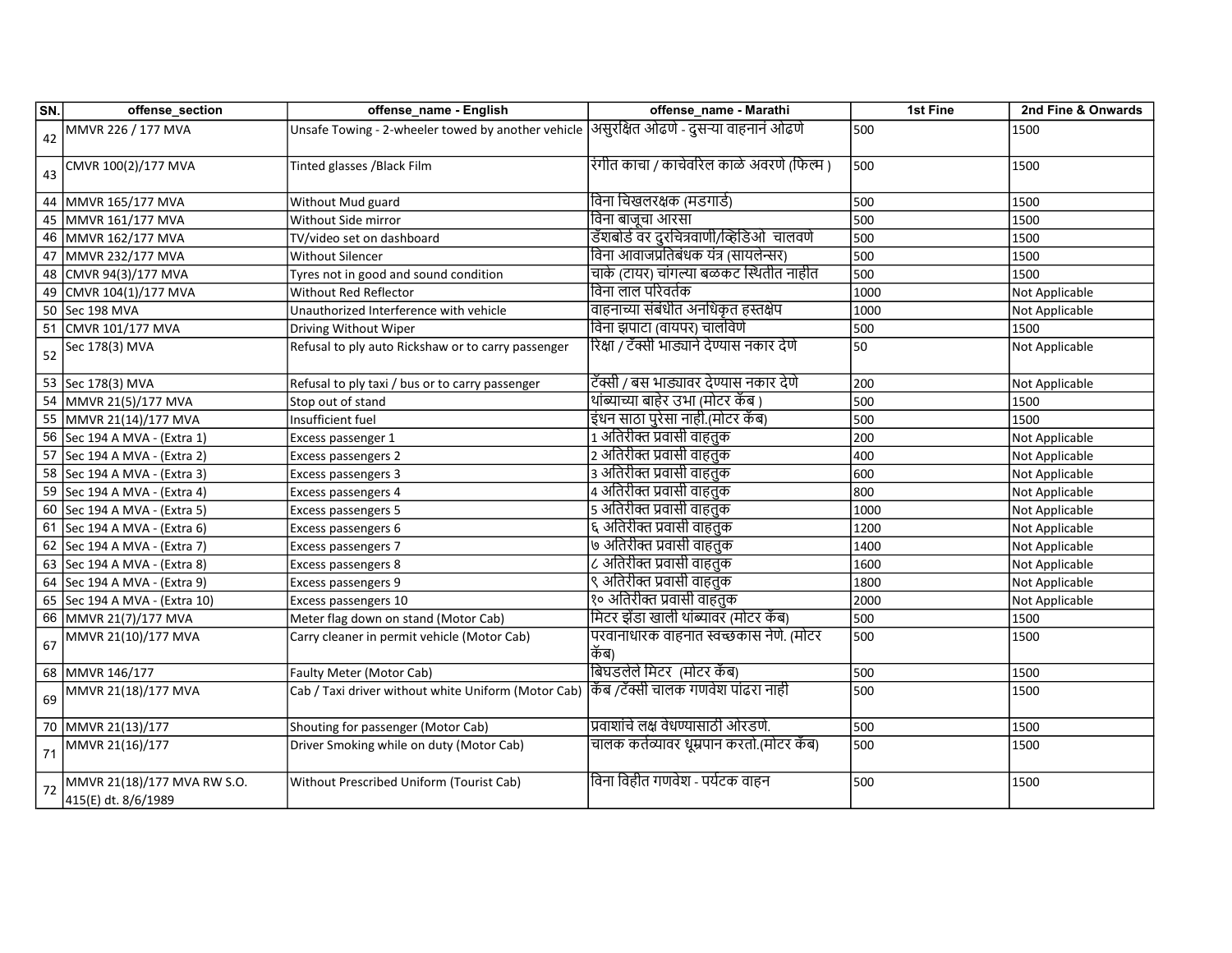| SN. | offense_section | offense_name - English | offense_name - Marathi | 1st Fine | 2nd Fine & Onwards |
|---|---|---|---|---|---|
| 42 | MMVR 226 / 177 MVA | Unsafe Towing - 2-wheeler towed by another vehicle | असुरक्षित ओढणे - दुसऱ्या वाहनानं ओढणे | 500 | 1500 |
| 43 | CMVR 100(2)/177 MVA | Tinted glasses /Black Film | रंगीत काचा / काचेवरिल काळे अवरणे (फिल्म ) | 500 | 1500 |
| 44 | MMVR 165/177 MVA | Without Mud guard | विना चिखलरक्षक (मडगार्ड) | 500 | 1500 |
| 45 | MMVR 161/177 MVA | Without Side mirror | विना बाजूचा आरसा | 500 | 1500 |
| 46 | MMVR 162/177 MVA | TV/video set on dashboard | डॅशबोर्ड वर दुरचित्रवाणी/व्हिडिओ चालवणे | 500 | 1500 |
| 47 | MMVR 232/177 MVA | Without Silencer | विना आवाजप्रतिबंधक यंत्र (सायलेन्सर) | 500 | 1500 |
| 48 | CMVR 94(3)/177 MVA | Tyres not in good and sound condition | चाके (टायर) चांगल्या बळकट स्थितीत नाहीत | 500 | 1500 |
| 49 | CMVR 104(1)/177 MVA | Without Red Reflector | विना लाल परिवर्तक | 1000 | Not Applicable |
| 50 | Sec 198 MVA | Unauthorized Interference with vehicle | वाहनाच्या संबंधीत अनधिकृत हस्तक्षेप | 1000 | Not Applicable |
| 51 | CMVR 101/177 MVA | Driving Without Wiper | विना झपाटा (वायपर) चालविणे | 500 | 1500 |
| 52 | Sec 178(3) MVA | Refusal to ply auto Rickshaw or to carry passenger | रिक्षा / टॅक्सी भाड्याने देण्यास नकार देणे | 50 | Not Applicable |
| 53 | Sec 178(3) MVA | Refusal to ply taxi / bus or to carry passenger | टॅक्सी / बस भाड्यावर देण्यास नकार देणे | 200 | Not Applicable |
| 54 | MMVR 21(5)/177 MVA | Stop out of stand | थांब्याच्या बाहेर उभा (मोटर कॅब ) | 500 | 1500 |
| 55 | MMVR 21(14)/177 MVA | Insufficient fuel | इंधन साठा पुरेसा नाही.(मोटर कॅब) | 500 | 1500 |
| 56 | Sec 194 A MVA - (Extra 1) | Excess passenger 1 | 1 अतिरीक्त प्रवासी वाहतुक | 200 | Not Applicable |
| 57 | Sec 194 A MVA - (Extra 2) | Excess passengers 2 | 2 अतिरीक्त प्रवासी वाहतुक | 400 | Not Applicable |
| 58 | Sec 194 A MVA - (Extra 3) | Excess passengers 3 | 3 अतिरीक्त प्रवासी वाहतुक | 600 | Not Applicable |
| 59 | Sec 194 A MVA - (Extra 4) | Excess passengers 4 | 4 अतिरीक्त प्रवासी वाहतुक | 800 | Not Applicable |
| 60 | Sec 194 A MVA - (Extra 5) | Excess passengers 5 | 5 अतिरीक्त प्रवासी वाहतुक | 1000 | Not Applicable |
| 61 | Sec 194 A MVA - (Extra 6) | Excess passengers 6 | ६ अतिरीक्त प्रवासी वाहतुक | 1200 | Not Applicable |
| 62 | Sec 194 A MVA - (Extra 7) | Excess passengers 7 | ७ अतिरीक्त प्रवासी वाहतुक | 1400 | Not Applicable |
| 63 | Sec 194 A MVA - (Extra 8) | Excess passengers 8 | ८ अतिरीक्त प्रवासी वाहतुक | 1600 | Not Applicable |
| 64 | Sec 194 A MVA - (Extra 9) | Excess passengers 9 | ९ अतिरीक्त प्रवासी वाहतुक | 1800 | Not Applicable |
| 65 | Sec 194 A MVA - (Extra 10) | Excess passengers 10 | १० अतिरीक्त प्रवासी वाहतुक | 2000 | Not Applicable |
| 66 | MMVR 21(7)/177 MVA | Meter flag down on stand (Motor Cab) | मिटर झेंडा खाली थांब्यावर (मोटर कॅब) | 500 | 1500 |
| 67 | MMVR 21(10)/177 MVA | Carry cleaner in permit vehicle (Motor Cab) | परवानाधारक वाहनात स्वच्छकास नेणे. (मोटर कॅब) | 500 | 1500 |
| 68 | MMVR 146/177 | Faulty Meter (Motor Cab) | बिघडलेले मिटर (मोटर कॅब) | 500 | 1500 |
| 69 | MMVR 21(18)/177 MVA | Cab / Taxi driver without white Uniform (Motor Cab) | कॅब /टॅक्सी चालक गणवेश पांढरा नाही | 500 | 1500 |
| 70 | MMVR 21(13)/177 | Shouting for passenger (Motor Cab) | प्रवाशांचे लक्ष वेधण्यासाठी ओरडणे. | 500 | 1500 |
| 71 | MMVR 21(16)/177 | Driver Smoking while on duty (Motor Cab) | चालक कर्तव्यावर धूम्रपान करतो.(मोटर कॅब) | 500 | 1500 |
| 72 | MMVR 21(18)/177 MVA RW S.O. 415(E) dt. 8/6/1989 | Without Prescribed Uniform (Tourist Cab) | विना विहीत गणवेश - पर्यटक वाहन | 500 | 1500 |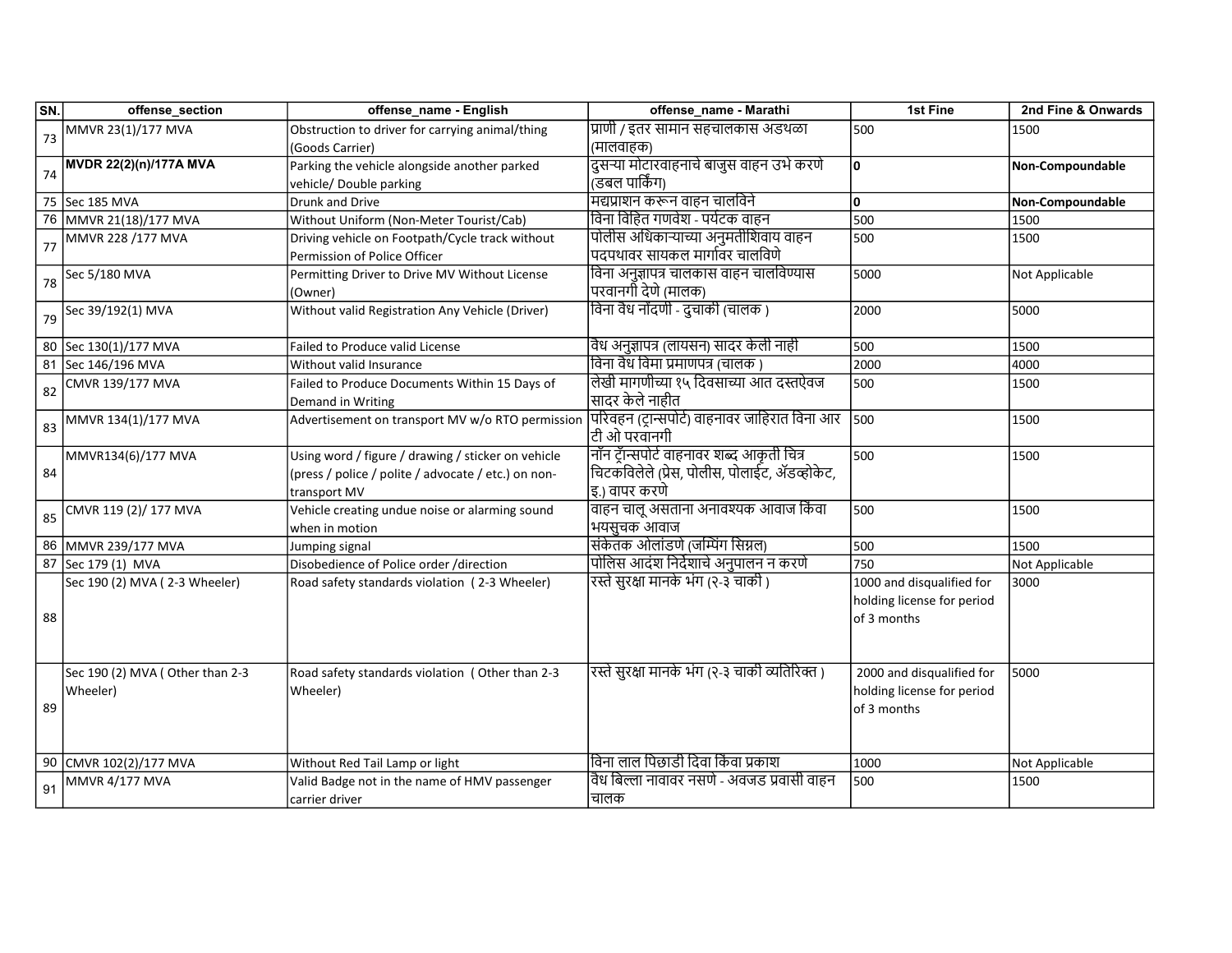| SN. | offense_section | offense_name - English | offense_name - Marathi | 1st Fine | 2nd Fine & Onwards |
|---|---|---|---|---|---|
| 73 | MMVR 23(1)/177 MVA | Obstruction to driver for carrying animal/thing (Goods Carrier) | प्राणी / इतर सामान सहचालकास अडथळा (मालवाहक) | 500 | 1500 |
| 74 | **MVDR 22(2)(n)/177A MVA** | Parking the vehicle alongside another parked vehicle/ Double parking | दुसऱ्या मोटारवाहनाचे बाजुस वाहन उभे करणे (डबल पार्किंग) | **0** | **Non-Compoundable** |
| 75 | Sec 185 MVA | Drunk and Drive | मद्यप्राशन करून वाहन चालविने | **0** | **Non-Compoundable** |
| 76 | MMVR 21(18)/177 MVA | Without Uniform (Non-Meter Tourist/Cab) | विना विहित गणवेश - पर्यटक वाहन | 500 | 1500 |
| 77 | MMVR 228 /177 MVA | Driving vehicle on Footpath/Cycle track without Permission of Police Officer | पोलीस अधिकाऱ्याच्या अनुमतीशिवाय वाहन पदपथावर सायकल मार्गावर चालविणे | 500 | 1500 |
| 78 | Sec 5/180 MVA | Permitting Driver to Drive MV Without License (Owner) | विना अनुज्ञापत्र चालकास वाहन चालविण्यास परवानगी देणे (मालक) | 5000 | Not Applicable |
| 79 | Sec 39/192(1) MVA | Without valid Registration Any Vehicle (Driver) | विना वैध नोंदणी - दुचाकी (चालक ) | 2000 | 5000 |
| 80 | Sec 130(1)/177 MVA | Failed to Produce valid License | वैध अनुज्ञापत्र (लायसन) सादर केली नाही | 500 | 1500 |
| 81 | Sec 146/196 MVA | Without valid Insurance | विना वैध विमा प्रमाणपत्र (चालक ) | 2000 | 4000 |
| 82 | CMVR 139/177 MVA | Failed to Produce Documents Within 15 Days of Demand in Writing | लेखी मागणीच्या १५ दिवसाच्या आत दस्तऐवज सादर केले नाहीत | 500 | 1500 |
| 83 | MMVR 134(1)/177 MVA | Advertisement on transport MV w/o RTO permission | परिवहन (ट्रान्सपोर्ट) वाहनावर जाहिरात विना आर टी ओ परवानगी | 500 | 1500 |
| 84 | MMVR134(6)/177 MVA | Using word / figure / drawing / sticker on vehicle (press / police / polite / advocate / etc.) on non-transport MV | नॉन ट्रॅन्सपोर्ट वाहनावर शब्द आकृती चित्र चिटकविलेले (प्रेस, पोलीस, पोलाईट, ॲडव्होकेट, इ.) वापर करणे | 500 | 1500 |
| 85 | CMVR 119 (2)/ 177 MVA | Vehicle creating undue noise or alarming sound when in motion | वाहन चालू असताना अनावश्यक आवाज किंवा भयसुचक आवाज | 500 | 1500 |
| 86 | MMVR 239/177 MVA | Jumping signal | संकेतक ओलांडणे (जम्पिंग सिग्नल) | 500 | 1500 |
| 87 | Sec 179 (1) MVA | Disobedience of Police order /direction | पोलिस आदेश निर्देशाचे अनुपालन न करणे | 750 | Not Applicable |
| 88 | Sec 190 (2) MVA ( 2-3 Wheeler) | Road safety standards violation ( 2-3 Wheeler) | रस्ते सुरक्षा मानके भंग (२-३ चाकी ) | 1000 and disqualified for holding license for period of 3 months | 3000 |
| 89 | Sec 190 (2) MVA ( Other than 2-3 Wheeler) | Road safety standards violation ( Other than 2-3 Wheeler) | रस्ते सुरक्षा मानके भंग (२-३ चाकी व्यतिरिक्त ) | 2000 and disqualified for holding license for period of 3 months | 5000 |
| 90 | CMVR 102(2)/177 MVA | Without Red Tail Lamp or light | विना लाल पिछाडी दिवा किंवा प्रकाश | 1000 | Not Applicable |
| 91 | MMVR 4/177 MVA | Valid Badge not in the name of HMV passenger carrier driver | वैध बिल्ला नावावर नसणे - अवजड प्रवासी वाहन चालक | 500 | 1500 |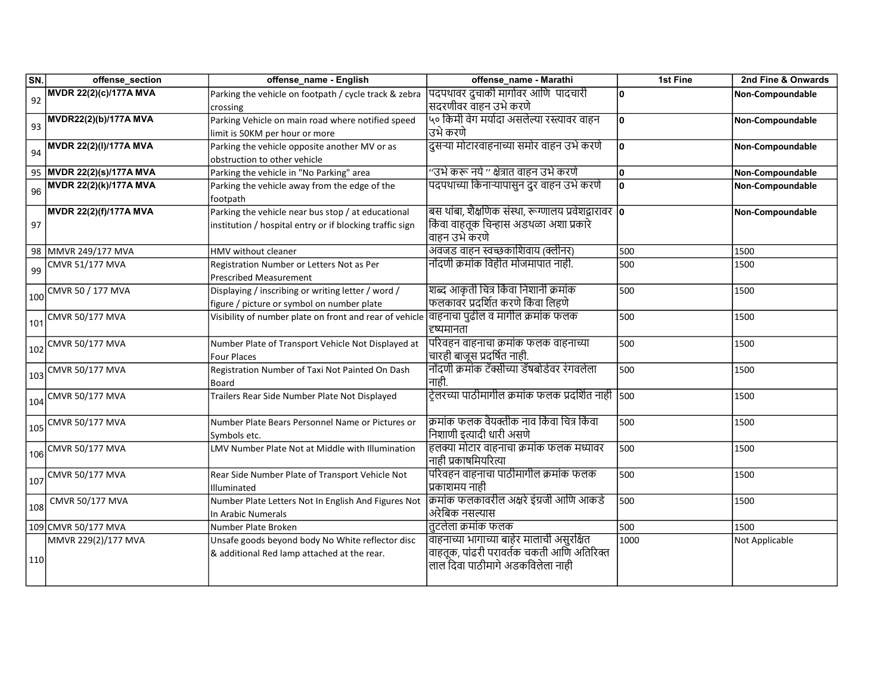| SN. | offense_section | offense_name - English | offense_name - Marathi | 1st Fine | 2nd Fine & Onwards |
|---|---|---|---|---|---|
| 92 | **MVDR 22(2)(c)/177A MVA** | Parking the vehicle on footpath / cycle track & zebra crossing | पदपथावर दुचाकी मार्गावर आणि  पादचारी सदरणीवर वाहन उभे करणे | **0** | **Non-Compoundable** |
| 93 | **MVDR22(2)(b)/177A MVA** | Parking Vehicle on main road where notified speed limit is 50KM per hour or more | ५० किमी वेग मर्यादा असलेल्या रस्त्यावर वाहन उभे करणे | **0** | **Non-Compoundable** |
| 94 | **MVDR 22(2)(l)/177A MVA** | Parking the vehicle opposite another MV or as obstruction to other vehicle | दुसऱ्या मोटारवाहनाच्या समोर वाहन उभे करणे | **0** | **Non-Compoundable** |
| 95 | **MVDR 22(2)(s)/177A MVA** | Parking the vehicle in "No Parking" area | ''उभे करू नये '' क्षेत्रात वाहन उभे करणे | **0** | **Non-Compoundable** |
| 96 | **MVDR 22(2)(k)/177A MVA** | Parking the vehicle away from the edge of the footpath | पदपथाच्या किनाऱ्यापासुन दुर वाहन उभे करणे | **0** | **Non-Compoundable** |
| 97 | **MVDR 22(2)(f)/177A MVA** | Parking the vehicle near bus stop / at educational institution / hospital entry or if blocking traffic sign | बस थांबा, शैक्षणिक संस्था, रूग्णालय प्रवेशद्वारावर किंवा वाहतूक चिन्हास अडथळा अशा प्रकारे वाहन उभे करणे | **0** | **Non-Compoundable** |
| 98 | MMVR 249/177 MVA | HMV without cleaner | अवजड वाहन स्वच्छकाशिवाय (क्लीनर) | 500 | 1500 |
| 99 | CMVR 51/177 MVA | Registration Number or Letters Not as Per Prescribed Measurement | नोंदणी क्रमांक विहीत मोजमापात नाही. | 500 | 1500 |
| 100 | CMVR 50 / 177 MVA | Displaying / inscribing or writing letter / word / figure / picture or symbol on number plate | शब्द आकृती चित्र किंवा निशानी क्रमांक फलकावर प्रदर्शित करणे किंवा लिहणे | 500 | 1500 |
| 101 | CMVR 50/177 MVA | Visibility of number plate on front and rear of vehicle | वाहनाचा पुढील व मागील क्रमांक फलक दृष्यमानता | 500 | 1500 |
| 102 | CMVR 50/177 MVA | Number Plate of Transport Vehicle Not Displayed at Four Places | परिवहन वाहनाचा क्रमांक फलक वाहनाच्या चारही बाजूस प्रदर्षित नाही. | 500 | 1500 |
| 103 | CMVR 50/177 MVA | Registration Number of Taxi Not Painted On Dash Board | नोंदणी क्रमांक टॅक्सीच्या डॅषबोर्डवर रंगवलेला नाही. | 500 | 1500 |
| 104 | CMVR 50/177 MVA | Trailers Rear Side Number Plate Not Displayed | ट्रेलरच्या पाठीमागील क्रमांक फलक प्रदर्शित नाही | 500 | 1500 |
| 105 | CMVR 50/177 MVA | Number Plate Bears Personnel Name or Pictures or Symbols etc. | क्रमांक फलक वैयक्तीक नाव किंवा चित्र किंवा निशाणी इत्यादी धारी असणे | 500 | 1500 |
| 106 | CMVR 50/177 MVA | LMV Number Plate Not at Middle with Illumination | हलक्या मोटार वाहनाचा क्रमांक फलक मध्यावर नाही प्रकाषमियरित्या | 500 | 1500 |
| 107 | CMVR 50/177 MVA | Rear Side Number Plate of Transport Vehicle Not Illuminated | परिवहन वाहनाचा पाठीमागील क्रमांक फलक प्रकाशमय नाही | 500 | 1500 |
| 108 | CMVR 50/177 MVA | Number Plate Letters Not In English And Figures Not In Arabic Numerals | क्रमांक फलकावरील अक्षरे इंग्रजी आणि आकडे अरेबिक नसल्यास | 500 | 1500 |
| 109 | CMVR 50/177 MVA | Number Plate Broken | तुटलेला क्रमांक फलक | 500 | 1500 |
| 110 | MMVR 229(2)/177 MVA | Unsafe goods beyond body No White reflector disc & additional Red lamp attached at the rear. | वाहनाच्या भागाच्या बाहेर मालाची असुरक्षित वाहतूक, पांढरी परावर्तक चकती आणि अतिरिक्त लाल दिवा पाठीमागे अडकविलेला नाही | 1000 | Not Applicable |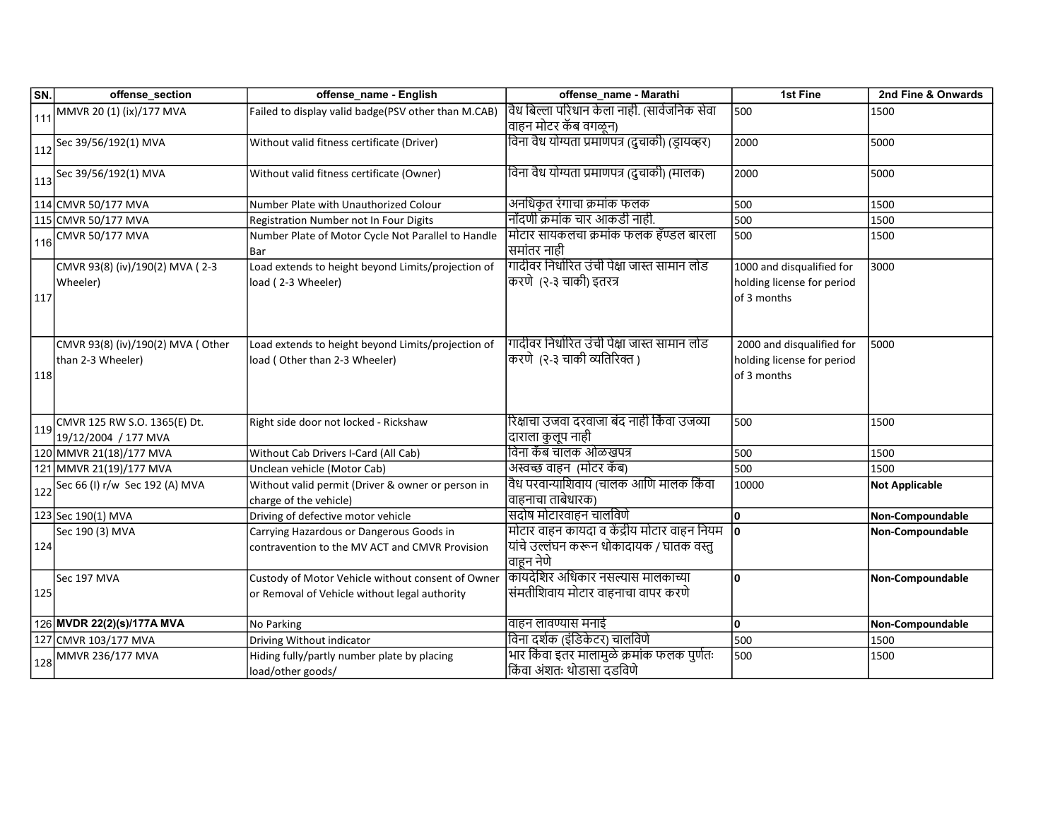| SN. | offense_section | offense_name - English | offense_name - Marathi | 1st Fine | 2nd Fine & Onwards |
|---|---|---|---|---|---|
| 111 | MMVR 20 (1) (ix)/177 MVA | Failed to display valid badge(PSV other than M.CAB) | वैध बिल्ला परिधान केला नाही. (सार्वजनिक सेवा वाहन मोटर कॅब वगळून) | 500 | 1500 |
| 112 | Sec 39/56/192(1) MVA | Without valid fitness certificate (Driver) | विना वैध योग्यता प्रमाणपत्र (दुचाकी) (ड्रायव्हर) | 2000 | 5000 |
| 113 | Sec 39/56/192(1) MVA | Without valid fitness certificate (Owner) | विना वैध योग्यता प्रमाणपत्र (दुचाकी) (मालक) | 2000 | 5000 |
| 114 | CMVR 50/177 MVA | Number Plate with Unauthorized Colour | अनधिकृत रंगाचा क्रमांक फलक | 500 | 1500 |
| 115 | CMVR 50/177 MVA | Registration Number not In Four Digits | नोंदणी क्रमांक चार आकडी नाही. | 500 | 1500 |
| 116 | CMVR 50/177 MVA | Number Plate of Motor Cycle Not Parallel to Handle Bar | मोटार सायकलचा क्रमांक फलक हॅण्डल बारला समांतर नाही | 500 | 1500 |
| 117 | CMVR 93(8) (iv)/190(2) MVA ( 2-3 Wheeler) | Load extends to height beyond Limits/projection of load ( 2-3 Wheeler) | गादीवर निर्धारित उंची पेक्षा जास्त सामान लोड करणे (२-३ चाकी) इतरत्र | 1000 and disqualified for holding license for period of 3 months | 3000 |
| 118 | CMVR 93(8) (iv)/190(2) MVA ( Other than 2-3 Wheeler) | Load extends to height beyond Limits/projection of load ( Other than 2-3 Wheeler) | गादीवर निर्धारित उंची पेक्षा जास्त सामान लोड करणे (२-३ चाकी व्यतिरिक्त ) | 2000 and disqualified for holding license for period of 3 months | 5000 |
| 119 | CMVR 125 RW S.O. 1365(E) Dt. 19/12/2004 / 177 MVA | Right side door not locked - Rickshaw | रिक्षाचा उजवा दरवाजा बंद नाही किंवा उजव्या दाराला कुलूप नाही | 500 | 1500 |
| 120 | MMVR 21(18)/177 MVA | Without Cab Drivers I-Card (All Cab) | विना कॅब चालक ओळखपत्र | 500 | 1500 |
| 121 | MMVR 21(19)/177 MVA | Unclean vehicle (Motor Cab) | अस्वच्छ वाहन (मोटर कॅब) | 500 | 1500 |
| 122 | Sec 66 (I) r/w Sec 192 (A) MVA | Without valid permit (Driver & owner or person in charge of the vehicle) | वैध परवान्याशिवाय (चालक आणि मालक किंवा वाहनाचा ताबेधारक) | 10000 | **Not Applicable** |
| 123 | Sec 190(1) MVA | Driving of defective motor vehicle | सदोष मोटारवाहन चालविणे | **0** | **Non-Compoundable** |
| 124 | Sec 190 (3) MVA | Carrying Hazardous or Dangerous Goods in contravention to the MV ACT and CMVR Provision | मोटार वाहन कायदा व केंद्रीय मोटार वाहन नियम यांचे उल्लंघन करून धोकादायक / घातक वस्तु वाहून नेणे | **0** | **Non-Compoundable** |
| 125 | Sec 197 MVA | Custody of Motor Vehicle without consent of Owner or Removal of Vehicle without legal authority | कायदेशिर अधिकार नसल्यास मालकाच्या संमतीशिवाय मोटार वाहनाचा वापर करणे | **0** | **Non-Compoundable** |
| 126 | **MVDR 22(2)(s)/177A MVA** | No Parking | वाहन लावण्यास मनाई | **0** | **Non-Compoundable** |
| 127 | CMVR 103/177 MVA | Driving Without indicator | विना दर्शक (इंडिकेटर) चालविणे | 500 | 1500 |
| 128 | MMVR 236/177 MVA | Hiding fully/partly number plate by placing load/other goods/ | भार किंवा इतर मालामुळे क्रमांक फलक पुर्णतः किंवा अंशतः थोडासा दडविणे | 500 | 1500 |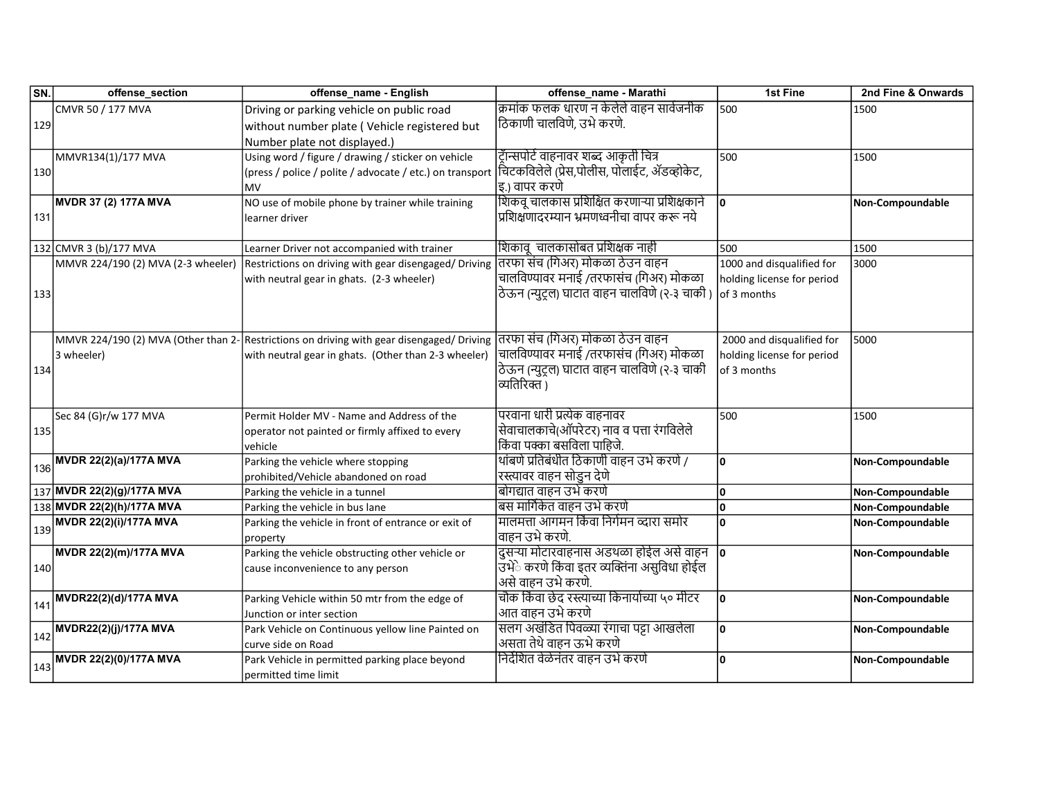| SN. | offense_section | offense_name - English | offense_name - Marathi | 1st Fine | 2nd Fine & Onwards |
|---|---|---|---|---|---|
| 129 | CMVR 50 / 177 MVA | Driving or parking vehicle on public road without number plate ( Vehicle registered but Number plate not displayed.) | क्रमांक फलक धारण न केलेले वाहन सार्वजनीक ठिकाणी चालविणे, उभे करणे. | 500 | 1500 |
| 130 | MMVR134(1)/177 MVA | Using word / figure / drawing / sticker on vehicle (press / police / polite / advocate / etc.) on transport MV | ट्रॅान्सपोर्ट वाहनावर शब्द आकृती चित्र चिटकविलेले (प्रेस,पोलीस, पोलाईट, ॲडव्होकेट, इ.) वापर करणे | 500 | 1500 |
| 131 | **MVDR 37 (2) 177A MVA** | NO use of mobile phone by trainer while training learner driver | शिकवू चालकास प्रशिक्षित करणाऱ्या प्रशिक्षकाने प्रशिक्षणादरम्यान भ्रमणध्वनीचा वापर करू नये | **0** | **Non-Compoundable** |
| 132 | CMVR 3 (b)/177 MVA | Learner Driver not accompanied with trainer | शिकावू चालकासोबत प्रशिक्षक नाही | 500 | 1500 |
| 133 | MMVR 224/190 (2) MVA (2-3 wheeler) | Restrictions on driving with gear disengaged/ Driving with neutral gear in ghats. (2-3 wheeler) | तरफा संच (गिअर) मोकळा ठेउन वाहन चालविण्यावर मनाई /तरफासंच (गिअर) मोकळा ठेऊन (न्युट्रल) घाटात वाहन चालविणे (२-३ चाकी ) | 1000 and disqualified for holding license for period of 3 months | 3000 |
| 134 | MMVR 224/190 (2) MVA (Other than 2-3 wheeler) | Restrictions on driving with gear disengaged/ Driving with neutral gear in ghats. (Other than 2-3 wheeler) | तरफा संच (गिअर) मोकळा ठेउन वाहन चालविण्यावर मनाई /तरफासंच (गिअर) मोकळा ठेऊन (न्युट्रल) घाटात वाहन चालविणे (२-३ चाकी व्यतिरिक्त ) | 2000 and disqualified for holding license for period of 3 months | 5000 |
| 135 | Sec 84 (G)r/w 177 MVA | Permit Holder MV - Name and Address of the operator not painted or firmly affixed to every vehicle | परवाना धारी प्रत्येक वाहनावर सेवाचालकाचे(ऑपरेटर) नाव व पत्ता रंगविलेले किंवा पक्का बसविला पाहिजे. | 500 | 1500 |
| 136 | **MVDR 22(2)(a)/177A MVA** | Parking the vehicle where stopping prohibited/Vehicle abandoned on road | थांबणे प्रतिबंधीत ठिकाणी वाहन उभे करणे / रस्त्यावर वाहन सोडुन देणे | **0** | **Non-Compoundable** |
| 137 | **MVDR 22(2)(g)/177A MVA** | Parking the vehicle in a tunnel | बोगद्यात वाहन उभे करणे | **0** | **Non-Compoundable** |
| 138 | **MVDR 22(2)(h)/177A MVA** | Parking the vehicle in bus lane | बस मार्गिकेत वाहन उभे करणे | **0** | **Non-Compoundable** |
| 139 | **MVDR 22(2)(i)/177A MVA** | Parking the vehicle in front of entrance or exit of property | मालमत्ता आगमन किंवा निर्गमन व्दारा समोर वाहन उभे करणे. | **0** | **Non-Compoundable** |
| 140 | **MVDR 22(2)(m)/177A MVA** | Parking the vehicle obstructing other vehicle or cause inconvenience to any person | दुसऱ्या मोटारवाहनास अडथळा होईल असे वाहन उभे करणे किंवा इतर व्यक्तिंना असुविधा होईल असे वाहन उभे करणे. | **0** | **Non-Compoundable** |
| 141 | **MVDR22(2)(d)/177A MVA** | Parking Vehicle within 50 mtr from the edge of Junction or inter section | चौक किंवा छेद रस्त्याच्या किनार्याच्या ५० मीटर आत वाहन उभे करणे | **0** | **Non-Compoundable** |
| 142 | **MVDR22(2)(j)/177A MVA** | Park Vehicle on Continuous yellow line Painted on curve side on Road | सलग अखंडित पिवळ्या रंगाचा पट्टा आखलेला असता तेथे वाहन ऊभे करणे | **0** | **Non-Compoundable** |
| 143 | **MVDR 22(2)(0)/177A MVA** | Park Vehicle in permitted parking place beyond permitted time limit | निर्देशित वेळेनंतर वाहन उभे करणे | **0** | **Non-Compoundable** |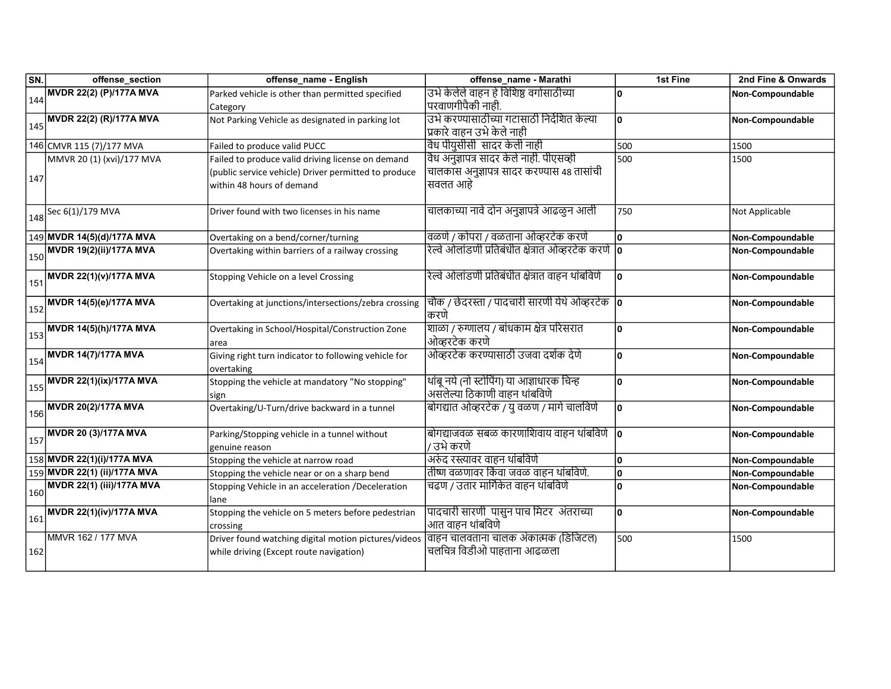| SN. | offense_section | offense_name - English | offense_name - Marathi | 1st Fine | 2nd Fine & Onwards |
|---|---|---|---|---|---|
| 144 | **MVDR 22(2) (P)/177A MVA** | Parked vehicle is other than permitted specified Category | उभे केलेले वाहन हे विशिष्ठ वर्गासाठीच्या परवाणगीपैकी नाही. | **0** | **Non-Compoundable** |
| 145 | **MVDR 22(2) (R)/177A MVA** | Not Parking Vehicle as designated in parking lot | उभे करण्यासाठीच्या गटासाठी निर्देशित केल्या प्रकारे वाहन उभे केले नाही | **0** | **Non-Compoundable** |
| 146 | CMVR 115 (7)/177 MVA | Failed to produce valid PUCC | वैध पीयुसीसी सादर केली नाही | 500 | 1500 |
| 147 | MMVR 20 (1) (xvi)/177 MVA | Failed to produce valid driving license on demand (public service vehicle) Driver permitted to produce within 48 hours of demand | वैध अनुज्ञापत्र सादर केले नाही. पीएसव्ही चालकास अनुज्ञापत्र सादर करण्यास 48 तासांची सवलत आहे | 500 | 1500 |
| 148 | Sec 6(1)/179 MVA | Driver found with two licenses in his name | चालकाच्या नावे दोन अनुज्ञापत्रे आढळुन आली | 750 | Not Applicable |
| 149 | **MVDR 14(5)(d)/177A MVA** | Overtaking on a bend/corner/turning | वळणे / कोपरा / वळताना ओव्हरटेक करणे | **0** | **Non-Compoundable** |
| 150 | **MVDR 19(2)(ii)/177A MVA** | Overtaking within barriers of a railway crossing | रेल्वे ओलांडणी प्रतिबंधीत क्षेत्रात ओव्हरटेक करणे | **0** | **Non-Compoundable** |
| 151 | **MVDR 22(1)(v)/177A MVA** | Stopping Vehicle on a level Crossing | रेल्वे ओलांडणी प्रतिबंधीत क्षेत्रात वाहन थांबविणे | **0** | **Non-Compoundable** |
| 152 | **MVDR 14(5)(e)/177A MVA** | Overtaking at junctions/intersections/zebra crossing | चौक / छेदरस्ता / पादचारी सारणी येथे ओव्हरटेक करणे | **0** | **Non-Compoundable** |
| 153 | **MVDR 14(5)(h)/177A MVA** | Overtaking in School/Hospital/Construction Zone area | शाळा / रुग्णालय / बांधकाम क्षेत्र परिसरात ओव्हरटेक करणे | **0** | **Non-Compoundable** |
| 154 | **MVDR 14(7)/177A MVA** | Giving right turn indicator to following vehicle for overtaking | ओव्हरटेक करण्यासाठी उजवा दर्शक देणे | **0** | **Non-Compoundable** |
| 155 | **MVDR 22(1)(ix)/177A MVA** | Stopping the vehicle at mandatory "No stopping" sign | थांबू नये (नो स्टोपिंग) या आज्ञाधारक चिन्ह असलेल्या ठिकाणी वाहन थांबविणे | **0** | **Non-Compoundable** |
| 156 | **MVDR 20(2)/177A MVA** | Overtaking/U-Turn/drive backward in a tunnel | बोगद्यात ओव्हरटेक / यु वळण / मागे चालविणे | **0** | **Non-Compoundable** |
| 157 | **MVDR 20 (3)/177A MVA** | Parking/Stopping vehicle in a tunnel without genuine reason | बोगद्याजवळ सबळ कारणाशिवाय वाहन थांबविणे / उभे करणे | **0** | **Non-Compoundable** |
| 158 | **MVDR 22(1)(i)/177A MVA** | Stopping the vehicle at narrow road | अरुंद रस्त्यावर वाहन थांबविणे | **0** | **Non-Compoundable** |
| 159 | **MVDR 22(1) (ii)/177A MVA** | Stopping the vehicle near or on a sharp bend | तीष्ण वळणावर किंवा जवळ वाहन थांबविणे. | **0** | **Non-Compoundable** |
| 160 | **MVDR 22(1) (iii)/177A MVA** | Stopping Vehicle in an acceleration /Deceleration lane | चढण / उतार मार्गिकेत वाहन थांबविणे | **0** | **Non-Compoundable** |
| 161 | **MVDR 22(1)(iv)/177A MVA** | Stopping the vehicle on 5 meters before pedestrian crossing | पादचारी सारणी पासुन पाच मिटर अंतराच्या आत वाहन थांबविणे | **0** | **Non-Compoundable** |
| 162 | MMVR 162 / 177 MVA | Driver found watching digital motion pictures/videos while driving (Except route navigation) | वाहन चालवताना चालक अंकात्मक (डिजिटल) चलचित्र विडीओ पाहताना आढळला | 500 | 1500 |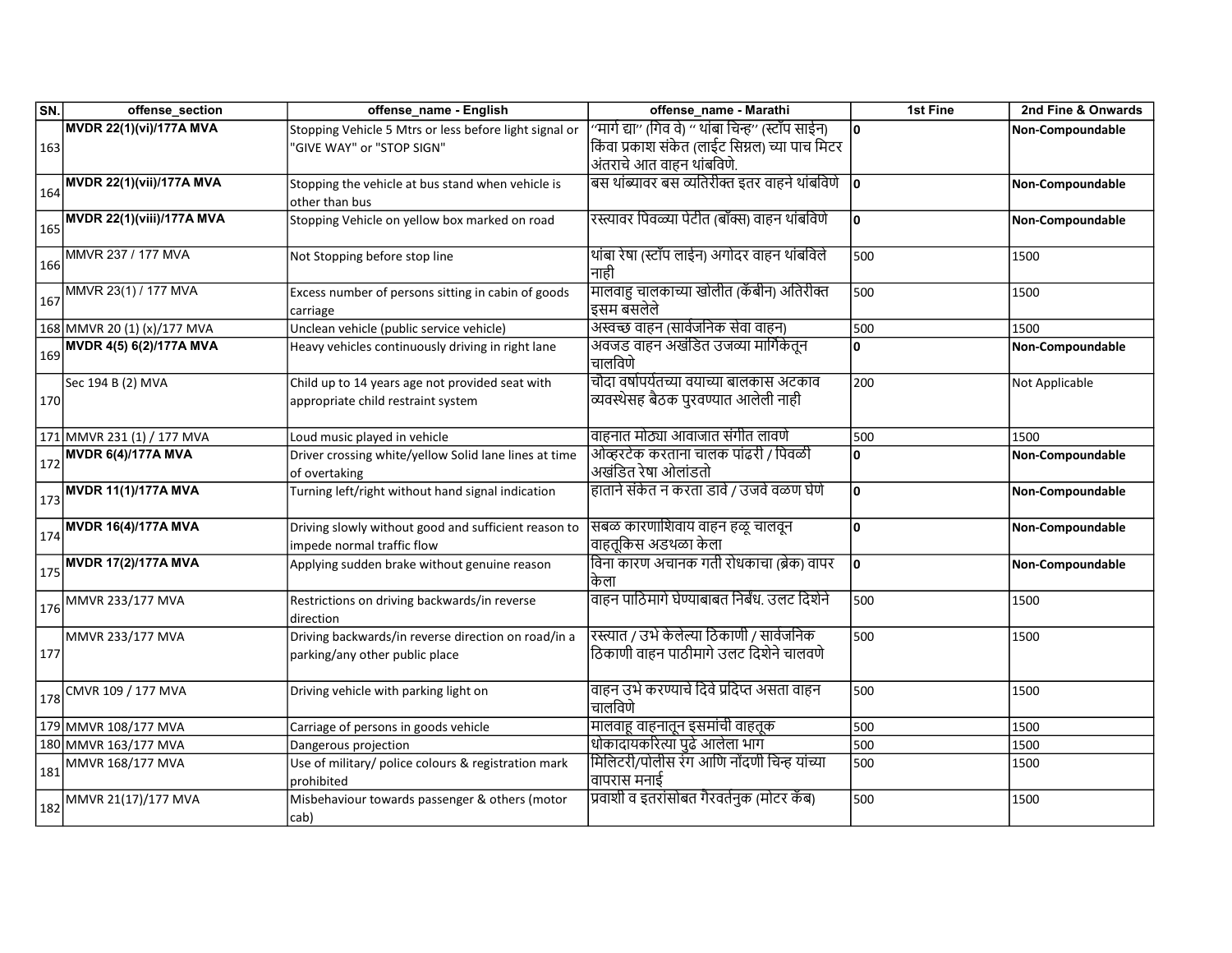| SN. | offense_section | offense_name - English | offense_name - Marathi | 1st Fine | 2nd Fine & Onwards |
|---|---|---|---|---|---|
| 163 | **MVDR 22(1)(vi)/177A MVA** | Stopping Vehicle 5 Mtrs or less before light signal or "GIVE WAY" or "STOP SIGN" | ''मार्ग द्या'' (गिव वे) '' थांबा चिन्ह'' (स्टॉप साईन) किंवा प्रकाश संकेत (लाईट सिग्नल) च्या पाच मिटर अंतराचे आत वाहन थांबविणे. | **0** | **Non-Compoundable** |
| 164 | **MVDR 22(1)(vii)/177A MVA** | Stopping the vehicle at bus stand when vehicle is other than bus | बस थांब्यावर बस व्यतिरीक्त इतर वाहने थांबविणे | **0** | **Non-Compoundable** |
| 165 | **MVDR 22(1)(viii)/177A MVA** | Stopping Vehicle on yellow box marked on road | रस्त्यावर पिवळ्या पेटीत (बॉक्स) वाहन थांबविणे | **0** | **Non-Compoundable** |
| 166 | MMVR 237 / 177 MVA | Not Stopping before stop line | थांबा रेषा (स्टॉप लाईन) अगोदर वाहन थांबविले नाही | 500 | 1500 |
| 167 | MMVR 23(1) / 177 MVA | Excess number of persons sitting in cabin of goods carriage | मालवाहु चालकाच्या खोलीत (कॅबीन) अतिरीक्त इसम बसलेले | 500 | 1500 |
| 168 | MMVR 20 (1) (x)/177 MVA | Unclean vehicle (public service vehicle) | अस्वच्छ वाहन (सार्वजनिक सेवा वाहन) | 500 | 1500 |
| 169 | **MVDR 4(5) 6(2)/177A MVA** | Heavy vehicles continuously driving in right lane | अवजड वाहन अखंडित उजव्या मार्गिकेतून चालविणे | **0** | **Non-Compoundable** |
| 170 | Sec 194 B (2) MVA | Child up to 14 years age not provided seat with appropriate child restraint system | चौदा वर्षापर्यंतच्या वयाच्या बालकास अटकाव व्यवस्थेसह बैठक पुरवण्यात आलेली नाही | 200 | Not Applicable |
| 171 | MMVR 231 (1) / 177 MVA | Loud music played in vehicle | वाहनात मोठ्या आवाजात संगीत लावणे | 500 | 1500 |
| 172 | **MVDR 6(4)/177A MVA** | Driver crossing white/yellow Solid lane lines at time of overtaking | ओव्हरटेक करताना चालक पांढरी / पिवळी अखंडित रेषा ओलांडतो | **0** | **Non-Compoundable** |
| 173 | **MVDR 11(1)/177A MVA** | Turning left/right without hand signal indication | हाताने संकेत न करता डावे / उजवे वळण घेणे | **0** | **Non-Compoundable** |
| 174 | **MVDR 16(4)/177A MVA** | Driving slowly without good and sufficient reason to impede normal traffic flow | सबळ कारणाशिवाय वाहन हळू चालवून वाहतूकिस अडथळा केला | **0** | **Non-Compoundable** |
| 175 | **MVDR 17(2)/177A MVA** | Applying sudden brake without genuine reason | विना कारण अचानक गती रोधकाचा (ब्रेक) वापर केला | **0** | **Non-Compoundable** |
| 176 | MMVR 233/177 MVA | Restrictions on driving backwards/in reverse direction | वाहन पाठिमागे घेण्याबाबत निर्बंध. उलट दिशेने | 500 | 1500 |
| 177 | MMVR 233/177 MVA | Driving backwards/in reverse direction on road/in a parking/any other public place | रस्त्यात / उभे केलेल्या ठिकाणी / सार्वजनिक ठिकाणी वाहन पाठीमागे उलट दिशेने चालवणे | 500 | 1500 |
| 178 | CMVR 109 / 177 MVA | Driving vehicle with parking light on | वाहन उभे करण्याचे दिवे प्रदिप्त असता वाहन चालविणे | 500 | 1500 |
| 179 | MMVR 108/177 MVA | Carriage of persons in goods vehicle | मालवाहू वाहनातून इसमांची वाहतूक | 500 | 1500 |
| 180 | MMVR 163/177 MVA | Dangerous projection | धोकादायकरित्या पुढे आलेला भाग | 500 | 1500 |
| 181 | MMVR 168/177 MVA | Use of military/ police colours & registration mark prohibited | मिलिटरी/पोलीस रंग आणि नोंदणी चिन्ह यांच्या वापरास मनाई | 500 | 1500 |
| 182 | MMVR 21(17)/177 MVA | Misbehaviour towards passenger & others (motor cab) | प्रवाशी व इतरांसोबत गैरवर्तनुक (मोटर कॅब) | 500 | 1500 |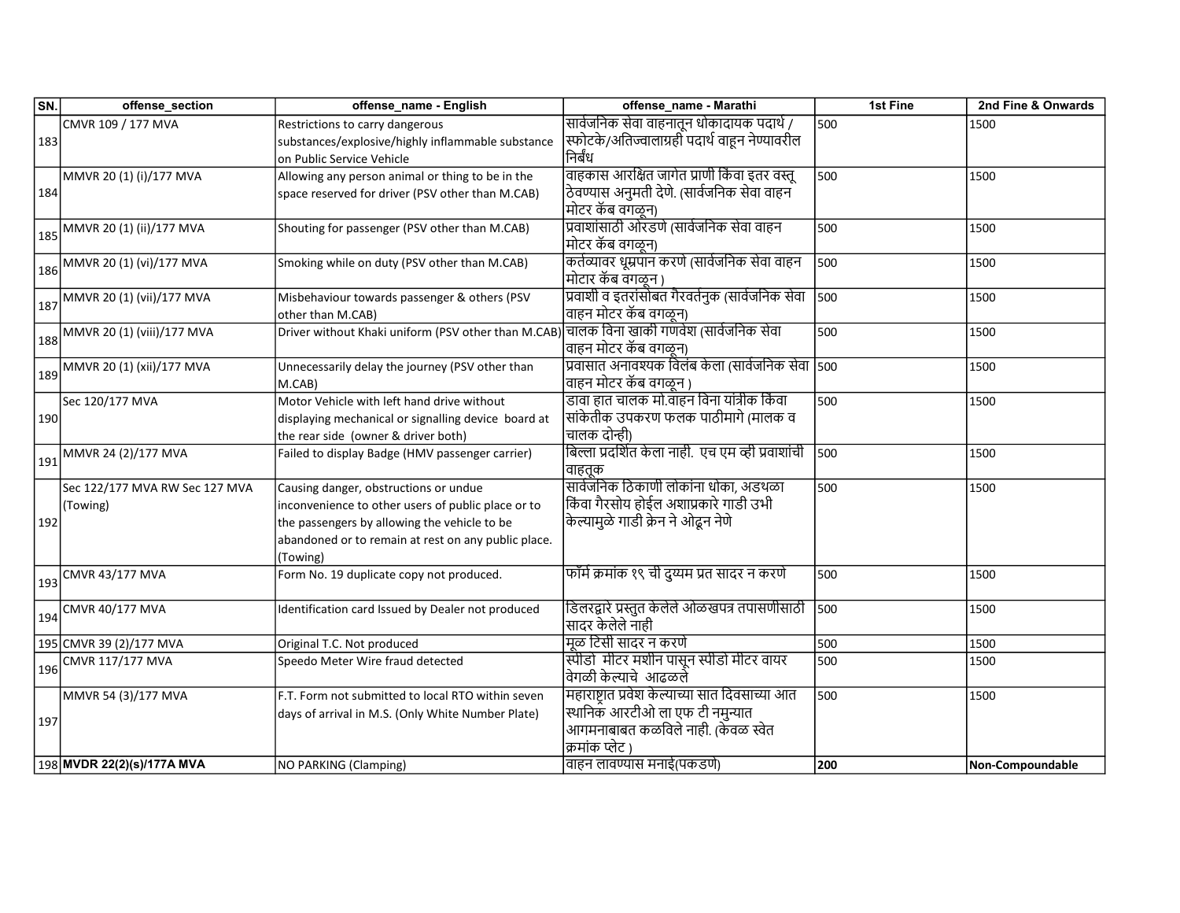| SN. | offense_section | offense_name - English | offense_name - Marathi | 1st Fine | 2nd Fine & Onwards |
|---|---|---|---|---|---|
| 183 | CMVR 109 / 177 MVA | Restrictions to carry dangerous substances/explosive/highly inflammable substance on Public Service Vehicle | सार्वजनिक सेवा वाहनातून धोकादायक पदार्थ / स्फोटके/अतिज्वालाग्रही पदार्थ वाहून नेण्यावरील निर्बंध | 500 | 1500 |
| 184 | MMVR 20 (1) (i)/177 MVA | Allowing any person animal or thing to be in the space reserved for driver (PSV other than M.CAB) | वाहकास आरक्षित जागेत प्राणी किंवा इतर वस्तू ठेवण्यास अनुमती देणे. (सार्वजनिक सेवा वाहन मोटर कॅब वगळून) | 500 | 1500 |
| 185 | MMVR 20 (1) (ii)/177 MVA | Shouting for passenger (PSV other than M.CAB) | प्रवाशांसाठी ओरडणे (सार्वजनिक सेवा वाहन मोटर कॅब वगळून) | 500 | 1500 |
| 186 | MMVR 20 (1) (vi)/177 MVA | Smoking while on duty (PSV other than M.CAB) | कर्तव्यावर धूम्रपान करणे (सार्वजनिक सेवा वाहन मोटार कॅब वगळून ) | 500 | 1500 |
| 187 | MMVR 20 (1) (vii)/177 MVA | Misbehaviour towards passenger & others (PSV other than M.CAB) | प्रवाशी व इतरांसोबत गैरवर्तनुक (सार्वजनिक सेवा वाहन मोटर कॅब वगळून) | 500 | 1500 |
| 188 | MMVR 20 (1) (viii)/177 MVA | Driver without Khaki uniform (PSV other than M.CAB) | चालक विना खाकी गणवेश (सार्वजनिक सेवा वाहन मोटर कॅब वगळून) | 500 | 1500 |
| 189 | MMVR 20 (1) (xii)/177 MVA | Unnecessarily delay the journey (PSV other than M.CAB) | प्रवासात अनावश्यक विलंब केला (सार्वजनिक सेवा वाहन मोटर कॅब वगळून ) | 500 | 1500 |
| 190 | Sec 120/177 MVA | Motor Vehicle with left hand drive without displaying mechanical or signalling device board at the rear side (owner & driver both) | डावा हात चालक मो.वाहन विना यांत्रीक किंवा सांकेतीक उपकरण फलक पाठीमागे (मालक व चालक दोन्ही) | 500 | 1500 |
| 191 | MMVR 24 (2)/177 MVA | Failed to display Badge (HMV passenger carrier) | बिल्ला प्रदर्शित केला नाही. एच एम व्ही प्रवाशांची वाहतूक | 500 | 1500 |
| 192 | Sec 122/177 MVA RW Sec 127 MVA (Towing) | Causing danger, obstructions or undue inconvenience to other users of public place or to the passengers by allowing the vehicle to be abandoned or to remain at rest on any public place. (Towing) | सार्वजनिक ठिकाणी लोकांना धोका, अडथळा किंवा गैरसोय होईल अशाप्रकारे गाडी उभी केल्यामुळे गाडी क्रेन ने ओढून नेणे | 500 | 1500 |
| 193 | CMVR 43/177 MVA | Form No. 19 duplicate copy not produced. | फॉर्म क्रमांक १९ ची दुय्यम प्रत सादर न करणे | 500 | 1500 |
| 194 | CMVR 40/177 MVA | Identification card Issued by Dealer not produced | डिलरद्वारे प्रस्तुत केलेले ओळखपत्र तपासणीसाठी सादर केलेले नाही | 500 | 1500 |
| 195 | CMVR 39 (2)/177 MVA | Original T.C. Not produced | मूळ टिसी सादर न करणे | 500 | 1500 |
| 196 | CMVR 117/177 MVA | Speedo Meter Wire fraud detected | स्पीडो मीटर मशीन पासून स्पीडो मीटर वायर वेगळी केल्याचे आढळले | 500 | 1500 |
| 197 | MMVR 54 (3)/177 MVA | F.T. Form not submitted to local RTO within seven days of arrival in M.S. (Only White Number Plate) | महाराष्ट्रात प्रवेश केल्याच्या सात दिवसाच्या आत स्थानिक आरटीओ ला एफ टी नमुन्यात आगमनाबाबत कळविले नाही. (केवळ स्वेत क्रमांक प्लेट ) | 500 | 1500 |
| 198 | **MVDR 22(2)(s)/177A MVA** | NO PARKING (Clamping) | वाहन लावण्यास मनाई(पकडणे) | **200** | **Non-Compoundable** |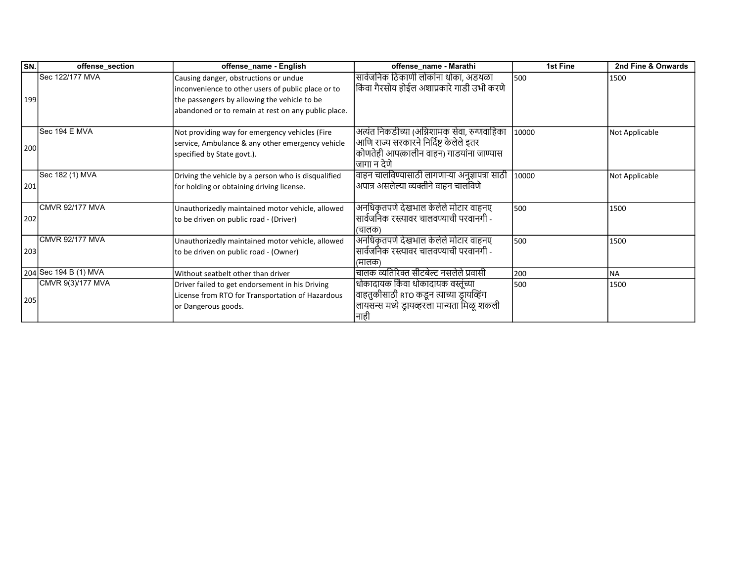| SN. | offense_section | offense_name - English | offense_name - Marathi | 1st Fine | 2nd Fine & Onwards |
|---|---|---|---|---|---|
| 199 | Sec 122/177 MVA | Causing danger, obstructions or undue inconvenience to other users of public place or to the passengers by allowing the vehicle to be abandoned or to remain at rest on any public place. | सार्वजनिक ठिकाणी लोकांना धोका, अडथळा किंवा गैरसोय होईल अशाप्रकारे गाडी उभी करणे | 500 | 1500 |
| 200 | Sec 194 E MVA | Not providing way for emergency vehicles (Fire service, Ambulance & any other emergency vehicle specified by State govt.). | अत्यंत निकडीच्या (अग्निशामक सेवा, रुग्णवाहिका आणि राज्य सरकारने निर्दिष्ट केलेले इतर कोणतेही आपत्कालीन वाहन) गाडयांना जाण्यास जागा न देणे | 10000 | Not Applicable |
| 201 | Sec 182 (1) MVA | Driving the vehicle by a person who is disqualified for holding or obtaining driving license. | वाहन चालविण्यासाठी लागणाऱ्या अनुज्ञापत्रा साठी अपात्र असलेल्या व्यक्तीने वाहन चालविणे | 10000 | Not Applicable |
| 202 | CMVR 92/177 MVA | Unauthorizedly maintained motor vehicle, allowed to be driven on public road - (Driver) | अनधिकृतपणे देखभाल केलेले मोटार वाहनए सार्वजनिक रस्त्यावर चालवण्याची परवानगी - (चालक) | 500 | 1500 |
| 203 | CMVR 92/177 MVA | Unauthorizedly maintained motor vehicle, allowed to be driven on public road - (Owner) | अनधिकृतपणे देखभाल केलेले मोटार वाहनए सार्वजनिक रस्त्यावर चालवण्याची परवानगी - (मालक) | 500 | 1500 |
| 204 | Sec 194 B (1) MVA | Without seatbelt other than driver | चालक व्यतिरिक्त सीटबेल्ट नसलेले प्रवासी | 200 | NA |
| 205 | CMVR 9(3)/177 MVA | Driver failed to get endorsement in his Driving License from RTO for Transportation of Hazardous or Dangerous goods. | धोकादायक किंवा धोकादायक वस्तूंच्या वाहतुकीसाठी RTO कडून त्याच्या ड्रायव्हिंग लायसन्स मध्ये ड्रायव्हरला मान्यता मिळू शकली नाही | 500 | 1500 |